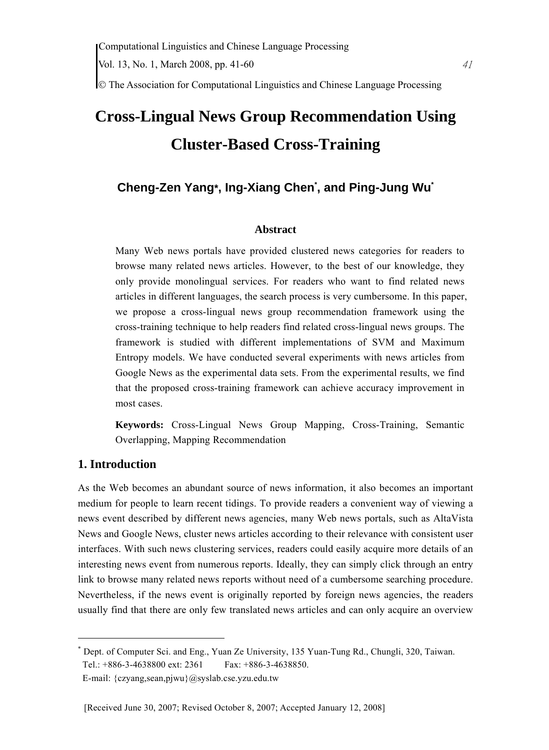# Cross-Lingual News Group Recommendation Using Cluster-Based Cross-Training

**Cheng-Zen Yang*, Ing-Xiang Chen*, and Ping-Jung Wu***

### Abstract

Many Web news portals have provided clustered news categories for readers to browse many related news articles. However, to the best of our knowledge, they only provide monolingual services. For readers who want to find related news articles in different languages, the search process is very cumbersome. In this paper, we propose a cross-lingual news group recommendation framework using the cross-training technique to help readers find related cross-lingual news groups. The framework is studied with different implementations of SVM and Maximum Entropy models. We have conducted several experiments with news articles from Google News as the experimental data sets. From the experimental results, we find that the proposed cross-training framework can achieve accuracy improvement in most cases.

**Keywords:** Cross-Lingual News Group Mapping, Cross-Training, Semantic Overlapping, Mapping Recommendation

## 1. Introduction

As the Web becomes an abundant source of news information, it also becomes an important medium for people to learn recent tidings. To provide readers a convenient way of viewing a news event described by different news agencies, many Web news portals, such as AltaVista News and Google News, cluster news articles according to their relevance with consistent user interfaces. With such news clustering services, readers could easily acquire more details of an interesting news event from numerous reports. Ideally, they can simply click through an entry link to browse many related news reports without need of a cumbersome searching procedure. Nevertheless, if the news event is originally reported by foreign news agencies, the readers usually find that there are only few translated news articles and can only acquire an overview

---

* Dept. of Computer Sci. and Eng., Yuan Ze University, 135 Yuan-Tung Rd., Chungli, 320, Taiwan.
Tel.: +886-3-4638800 ext: 2361 Fax: +886-3-4638850.
E-mail: {czyang,sean,pjwu}@syslab.cse.yzu.edu.tw

[Received June 30, 2007; Revised October 8, 2007; Accepted January 12, 2008]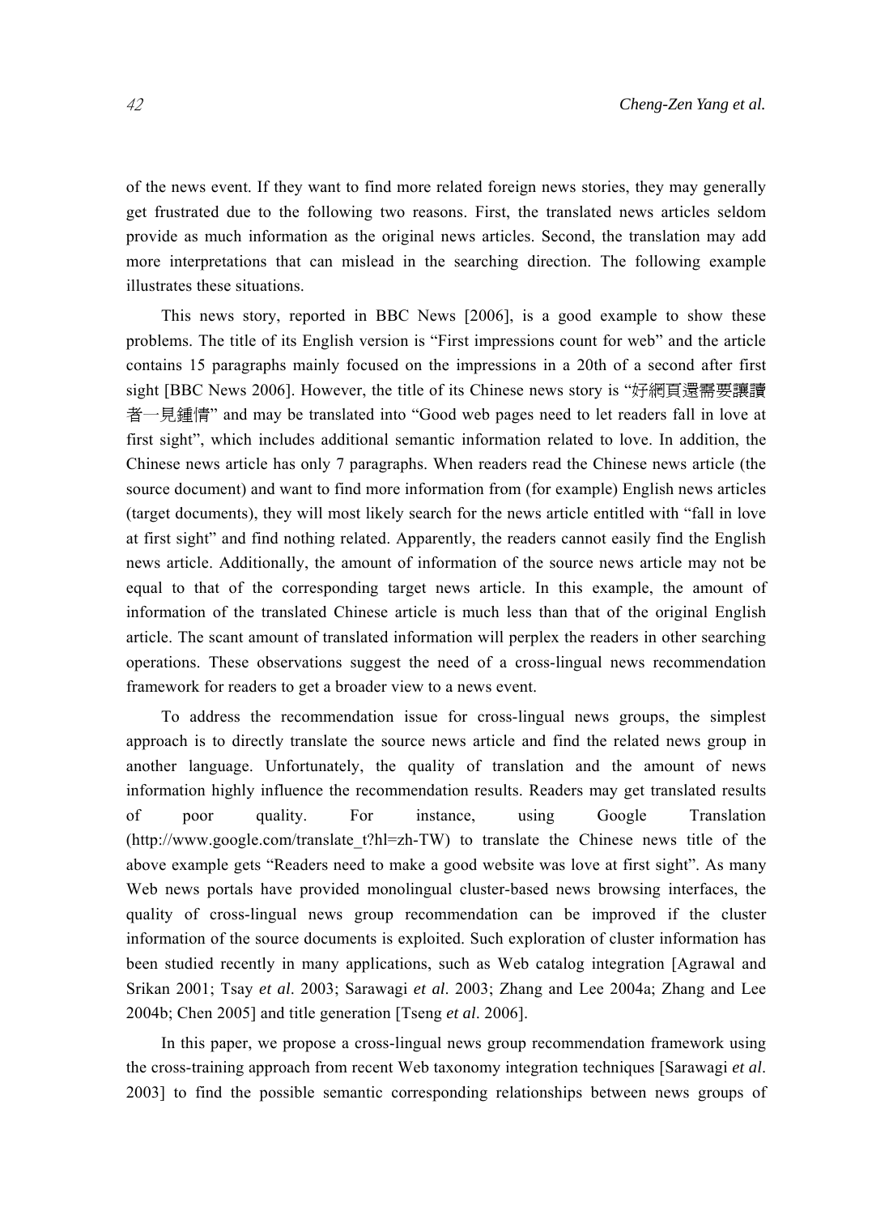of the news event. If they want to find more related foreign news stories, they may generally get frustrated due to the following two reasons. First, the translated news articles seldom provide as much information as the original news articles. Second, the translation may add more interpretations that can mislead in the searching direction. The following example illustrates these situations.

This news story, reported in BBC News [2006], is a good example to show these problems. The title of its English version is "First impressions count for web" and the article contains 15 paragraphs mainly focused on the impressions in a 20th of a second after first sight [BBC News 2006]. However, the title of its Chinese news story is "好網頁還需要讓讀者一見鍾情" and may be translated into "Good web pages need to let readers fall in love at first sight", which includes additional semantic information related to love. In addition, the Chinese news article has only 7 paragraphs. When readers read the Chinese news article (the source document) and want to find more information from (for example) English news articles (target documents), they will most likely search for the news article entitled with "fall in love at first sight" and find nothing related. Apparently, the readers cannot easily find the English news article. Additionally, the amount of information of the source news article may not be equal to that of the corresponding target news article. In this example, the amount of information of the translated Chinese article is much less than that of the original English article. The scant amount of translated information will perplex the readers in other searching operations. These observations suggest the need of a cross-lingual news recommendation framework for readers to get a broader view to a news event.

To address the recommendation issue for cross-lingual news groups, the simplest approach is to directly translate the source news article and find the related news group in another language. Unfortunately, the quality of translation and the amount of news information highly influence the recommendation results. Readers may get translated results of poor quality. For instance, using Google Translation (http://www.google.com/translate_t?hl=zh-TW) to translate the Chinese news title of the above example gets "Readers need to make a good website was love at first sight". As many Web news portals have provided monolingual cluster-based news browsing interfaces, the quality of cross-lingual news group recommendation can be improved if the cluster information of the source documents is exploited. Such exploration of cluster information has been studied recently in many applications, such as Web catalog integration [Agrawal and Srikan 2001; Tsay *et al*. 2003; Sarawagi *et al*. 2003; Zhang and Lee 2004a; Zhang and Lee 2004b; Chen 2005] and title generation [Tseng *et al*. 2006].

In this paper, we propose a cross-lingual news group recommendation framework using the cross-training approach from recent Web taxonomy integration techniques [Sarawagi *et al*. 2003] to find the possible semantic corresponding relationships between news groups of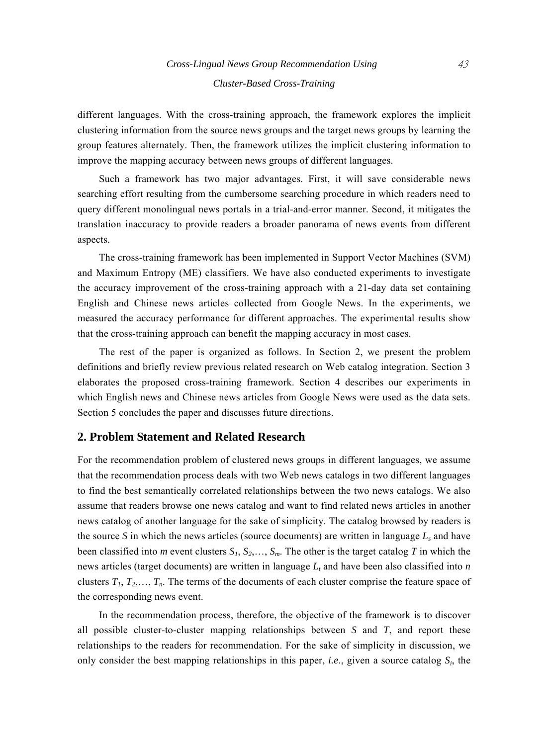different languages. With the cross-training approach, the framework explores the implicit clustering information from the source news groups and the target news groups by learning the group features alternately. Then, the framework utilizes the implicit clustering information to improve the mapping accuracy between news groups of different languages.

Such a framework has two major advantages. First, it will save considerable news searching effort resulting from the cumbersome searching procedure in which readers need to query different monolingual news portals in a trial-and-error manner. Second, it mitigates the translation inaccuracy to provide readers a broader panorama of news events from different aspects.

The cross-training framework has been implemented in Support Vector Machines (SVM) and Maximum Entropy (ME) classifiers. We have also conducted experiments to investigate the accuracy improvement of the cross-training approach with a 21-day data set containing English and Chinese news articles collected from Google News. In the experiments, we measured the accuracy performance for different approaches. The experimental results show that the cross-training approach can benefit the mapping accuracy in most cases.

The rest of the paper is organized as follows. In Section 2, we present the problem definitions and briefly review previous related research on Web catalog integration. Section 3 elaborates the proposed cross-training framework. Section 4 describes our experiments in which English news and Chinese news articles from Google News were used as the data sets. Section 5 concludes the paper and discusses future directions.

## 2. Problem Statement and Related Research

For the recommendation problem of clustered news groups in different languages, we assume that the recommendation process deals with two Web news catalogs in two different languages to find the best semantically correlated relationships between the two news catalogs. We also assume that readers browse one news catalog and want to find related news articles in another news catalog of another language for the sake of simplicity. The catalog browsed by readers is the source $S$ in which the news articles (source documents) are written in language $L_s$ and have been classified into $m$ event clusters $S_1, S_2, \ldots, S_m$. The other is the target catalog $T$ in which the news articles (target documents) are written in language $L_t$ and have been also classified into $n$ clusters $T_1, T_2, \ldots, T_n$. The terms of the documents of each cluster comprise the feature space of the corresponding news event.

In the recommendation process, therefore, the objective of the framework is to discover all possible cluster-to-cluster mapping relationships between $S$ and $T$, and report these relationships to the readers for recommendation. For the sake of simplicity in discussion, we only consider the best mapping relationships in this paper, *i.e.*, given a source catalog $S_i$, the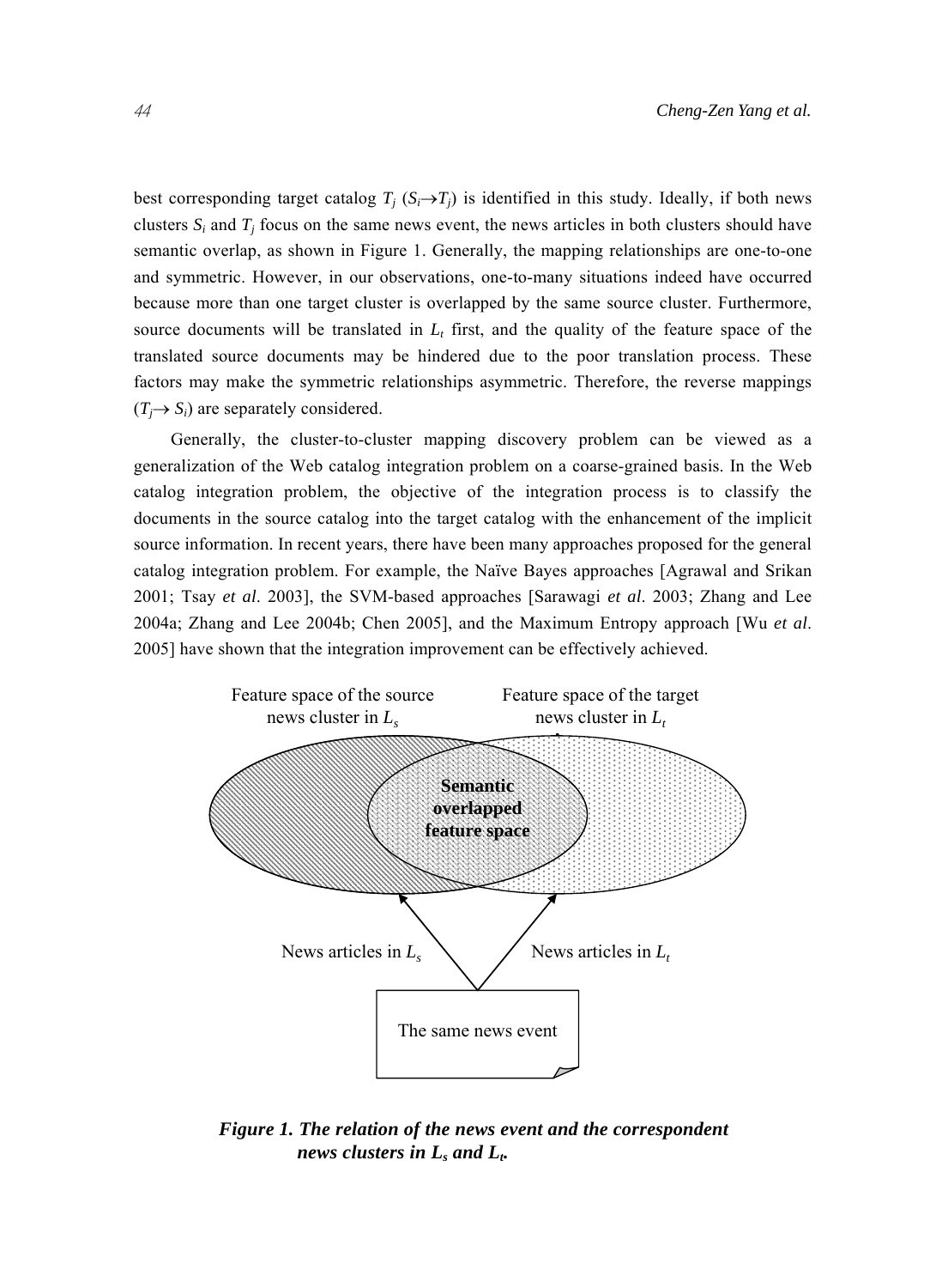best corresponding target catalog $T_j$ ($S_i \rightarrow T_j$) is identified in this study. Ideally, if both news clusters $S_i$ and $T_j$ focus on the same news event, the news articles in both clusters should have semantic overlap, as shown in Figure 1. Generally, the mapping relationships are one-to-one and symmetric. However, in our observations, one-to-many situations indeed have occurred because more than one target cluster is overlapped by the same source cluster. Furthermore, source documents will be translated in $L_t$ first, and the quality of the feature space of the translated source documents may be hindered due to the poor translation process. These factors may make the symmetric relationships asymmetric. Therefore, the reverse mappings ($T_j \rightarrow S_i$) are separately considered.

Generally, the cluster-to-cluster mapping discovery problem can be viewed as a generalization of the Web catalog integration problem on a coarse-grained basis. In the Web catalog integration problem, the objective of the integration process is to classify the documents in the source catalog into the target catalog with the enhancement of the implicit source information. In recent years, there have been many approaches proposed for the general catalog integration problem. For example, the Naïve Bayes approaches [Agrawal and Srikan 2001; Tsay *et al*. 2003], the SVM-based approaches [Sarawagi *et al*. 2003; Zhang and Lee 2004a; Zhang and Lee 2004b; Chen 2005], and the Maximum Entropy approach [Wu *et al*. 2005] have shown that the integration improvement can be effectively achieved.

Feature space of the source news cluster in $L_s$

Feature space of the target news cluster in $L_t$

**Semantic overlapped feature space**

News articles in $L_s$

News articles in $L_t$

The same news event

***Figure 1. The relation of the news event and the correspondent news clusters in $L_s$ and $L_t$.***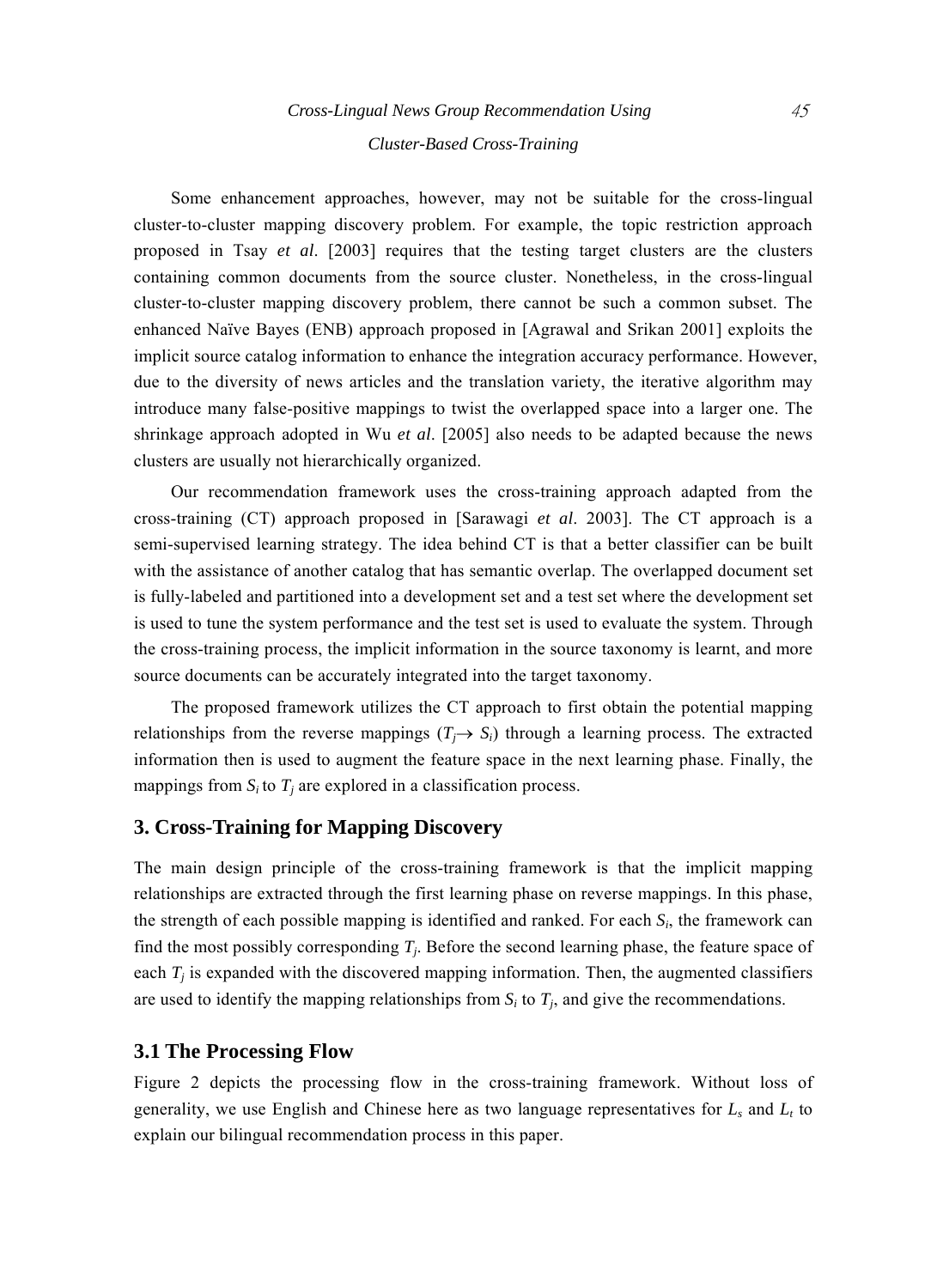Some enhancement approaches, however, may not be suitable for the cross-lingual cluster-to-cluster mapping discovery problem. For example, the topic restriction approach proposed in Tsay *et al*. [2003] requires that the testing target clusters are the clusters containing common documents from the source cluster. Nonetheless, in the cross-lingual cluster-to-cluster mapping discovery problem, there cannot be such a common subset. The enhanced Naïve Bayes (ENB) approach proposed in [Agrawal and Srikan 2001] exploits the implicit source catalog information to enhance the integration accuracy performance. However, due to the diversity of news articles and the translation variety, the iterative algorithm may introduce many false-positive mappings to twist the overlapped space into a larger one. The shrinkage approach adopted in Wu *et al*. [2005] also needs to be adapted because the news clusters are usually not hierarchically organized.

Our recommendation framework uses the cross-training approach adapted from the cross-training (CT) approach proposed in [Sarawagi *et al*. 2003]. The CT approach is a semi-supervised learning strategy. The idea behind CT is that a better classifier can be built with the assistance of another catalog that has semantic overlap. The overlapped document set is fully-labeled and partitioned into a development set and a test set where the development set is used to tune the system performance and the test set is used to evaluate the system. Through the cross-training process, the implicit information in the source taxonomy is learnt, and more source documents can be accurately integrated into the target taxonomy.

The proposed framework utilizes the CT approach to first obtain the potential mapping relationships from the reverse mappings ($T_j \rightarrow S_i$) through a learning process. The extracted information then is used to augment the feature space in the next learning phase. Finally, the mappings from $S_i$ to $T_j$ are explored in a classification process.

## 3. Cross-Training for Mapping Discovery

The main design principle of the cross-training framework is that the implicit mapping relationships are extracted through the first learning phase on reverse mappings. In this phase, the strength of each possible mapping is identified and ranked. For each $S_i$, the framework can find the most possibly corresponding $T_j$. Before the second learning phase, the feature space of each $T_j$ is expanded with the discovered mapping information. Then, the augmented classifiers are used to identify the mapping relationships from $S_i$ to $T_j$, and give the recommendations.

### 3.1 The Processing Flow

Figure 2 depicts the processing flow in the cross-training framework. Without loss of generality, we use English and Chinese here as two language representatives for $L_s$ and $L_t$ to explain our bilingual recommendation process in this paper.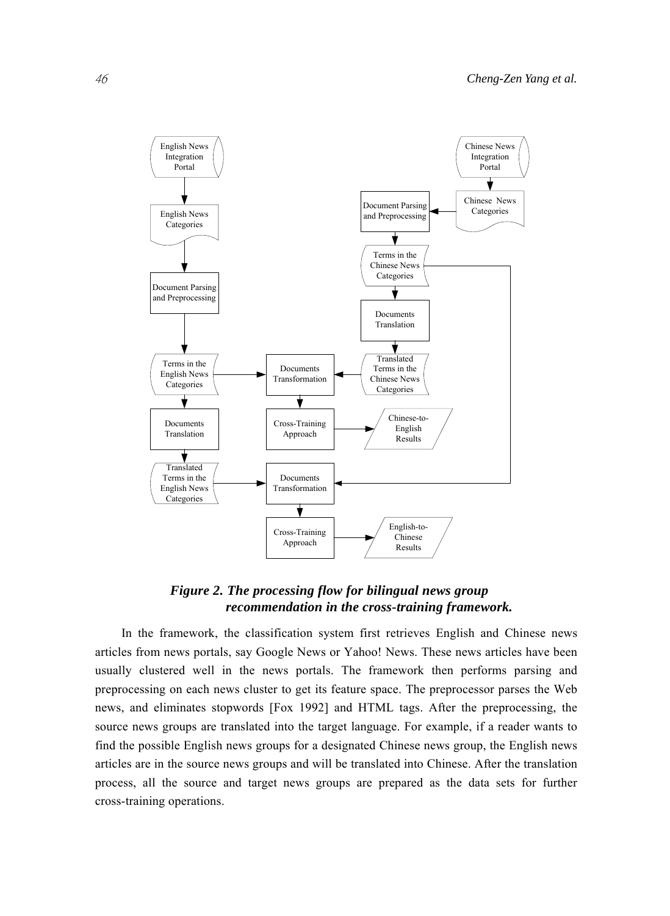***Figure 2. The processing flow for bilingual news group recommendation in the cross-training framework.***

In the framework, the classification system first retrieves English and Chinese news articles from news portals, say Google News or Yahoo! News. These news articles have been usually clustered well in the news portals. The framework then performs parsing and preprocessing on each news cluster to get its feature space. The preprocessor parses the Web news, and eliminates stopwords [Fox 1992] and HTML tags. After the preprocessing, the source news groups are translated into the target language. For example, if a reader wants to find the possible English news groups for a designated Chinese news group, the English news articles are in the source news groups and will be translated into Chinese. After the translation process, all the source and target news groups are prepared as the data sets for further cross-training operations.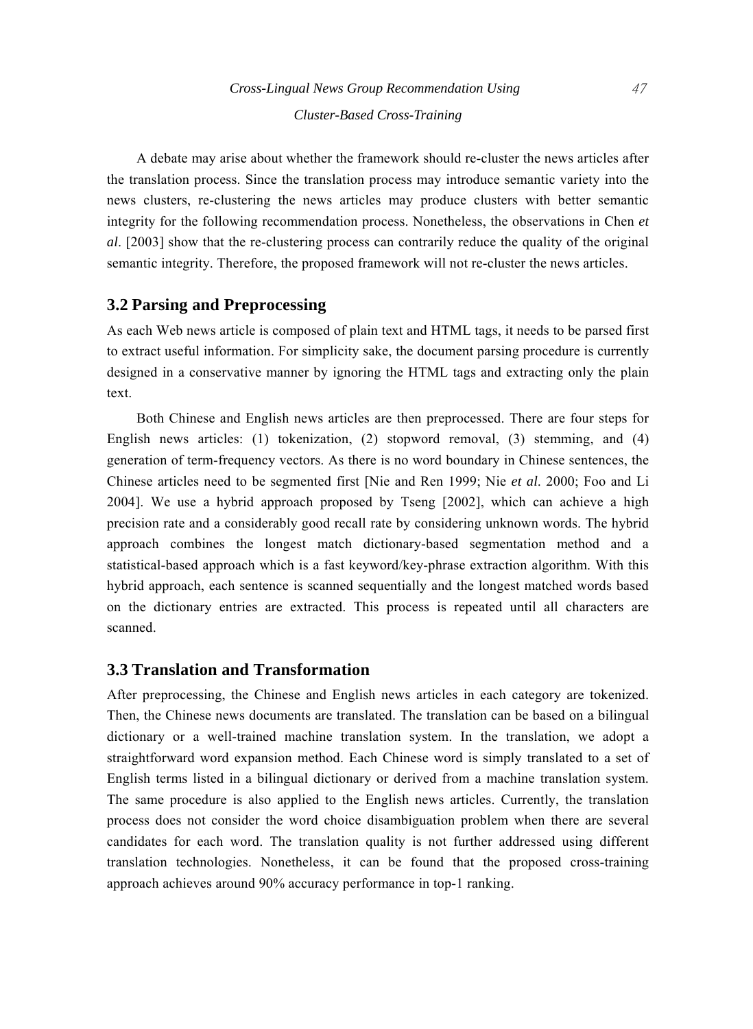A debate may arise about whether the framework should re-cluster the news articles after the translation process. Since the translation process may introduce semantic variety into the news clusters, re-clustering the news articles may produce clusters with better semantic integrity for the following recommendation process. Nonetheless, the observations in Chen *et al*. [2003] show that the re-clustering process can contrarily reduce the quality of the original semantic integrity. Therefore, the proposed framework will not re-cluster the news articles.

## 3.2 Parsing and Preprocessing

As each Web news article is composed of plain text and HTML tags, it needs to be parsed first to extract useful information. For simplicity sake, the document parsing procedure is currently designed in a conservative manner by ignoring the HTML tags and extracting only the plain text.

Both Chinese and English news articles are then preprocessed. There are four steps for English news articles: (1) tokenization, (2) stopword removal, (3) stemming, and (4) generation of term-frequency vectors. As there is no word boundary in Chinese sentences, the Chinese articles need to be segmented first [Nie and Ren 1999; Nie *et al*. 2000; Foo and Li 2004]. We use a hybrid approach proposed by Tseng [2002], which can achieve a high precision rate and a considerably good recall rate by considering unknown words. The hybrid approach combines the longest match dictionary-based segmentation method and a statistical-based approach which is a fast keyword/key-phrase extraction algorithm. With this hybrid approach, each sentence is scanned sequentially and the longest matched words based on the dictionary entries are extracted. This process is repeated until all characters are scanned.

## 3.3 Translation and Transformation

After preprocessing, the Chinese and English news articles in each category are tokenized. Then, the Chinese news documents are translated. The translation can be based on a bilingual dictionary or a well-trained machine translation system. In the translation, we adopt a straightforward word expansion method. Each Chinese word is simply translated to a set of English terms listed in a bilingual dictionary or derived from a machine translation system. The same procedure is also applied to the English news articles. Currently, the translation process does not consider the word choice disambiguation problem when there are several candidates for each word. The translation quality is not further addressed using different translation technologies. Nonetheless, it can be found that the proposed cross-training approach achieves around 90% accuracy performance in top-1 ranking.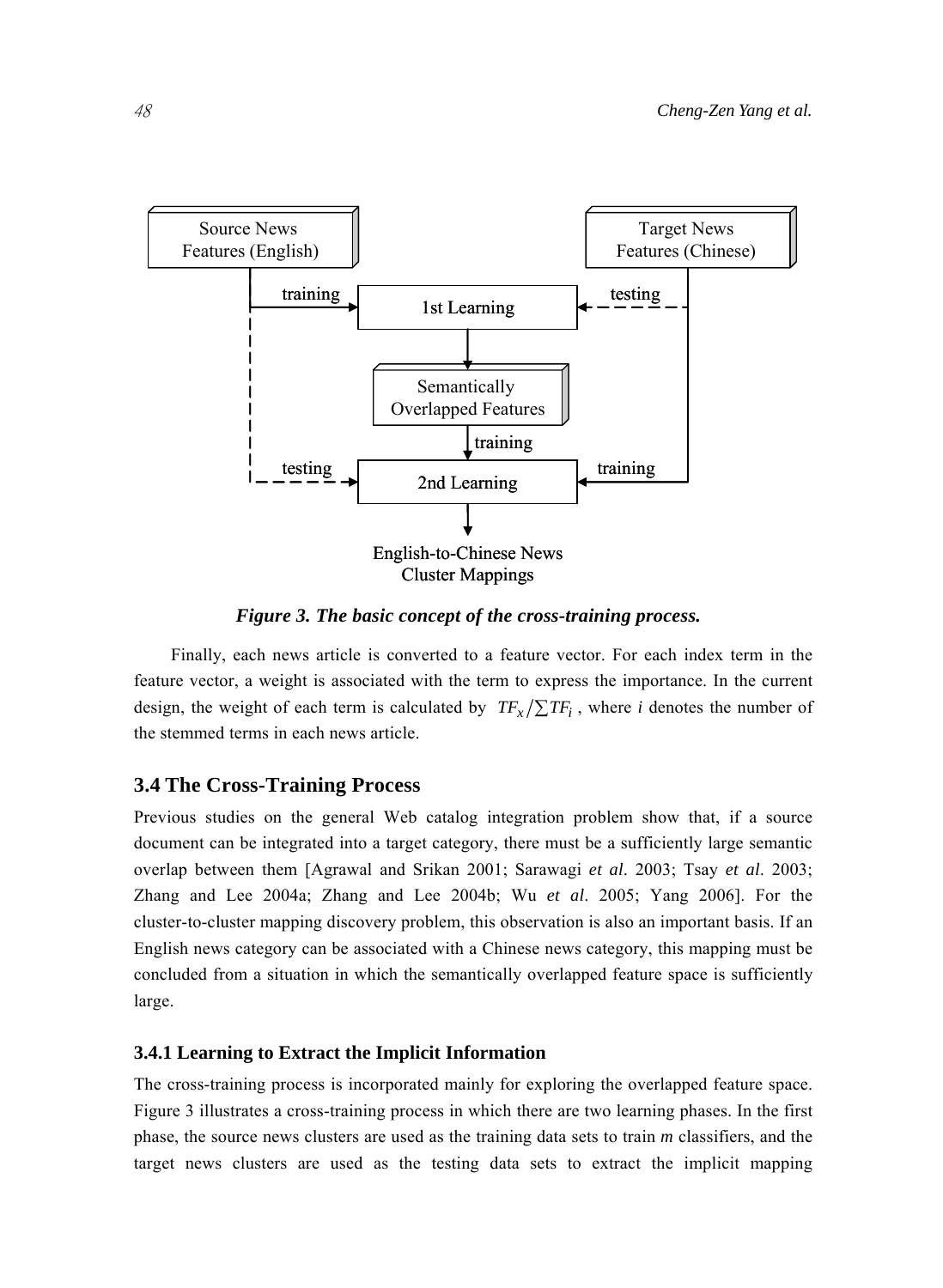*Figure 3. The basic concept of the cross-training process.*

Finally, each news article is converted to a feature vector. For each index term in the feature vector, a weight is associated with the term to express the importance. In the current design, the weight of each term is calculated by $TF_x / \sum TF_i$, where $i$ denotes the number of the stemmed terms in each news article.

## 3.4 The Cross-Training Process

Previous studies on the general Web catalog integration problem show that, if a source document can be integrated into a target category, there must be a sufficiently large semantic overlap between them [Agrawal and Srikan 2001; Sarawagi *et al*. 2003; Tsay *et al*. 2003; Zhang and Lee 2004a; Zhang and Lee 2004b; Wu *et al*. 2005; Yang 2006]. For the cluster-to-cluster mapping discovery problem, this observation is also an important basis. If an English news category can be associated with a Chinese news category, this mapping must be concluded from a situation in which the semantically overlapped feature space is sufficiently large.

### 3.4.1 Learning to Extract the Implicit Information

The cross-training process is incorporated mainly for exploring the overlapped feature space. Figure 3 illustrates a cross-training process in which there are two learning phases. In the first phase, the source news clusters are used as the training data sets to train *m* classifiers, and the target news clusters are used as the testing data sets to extract the implicit mapping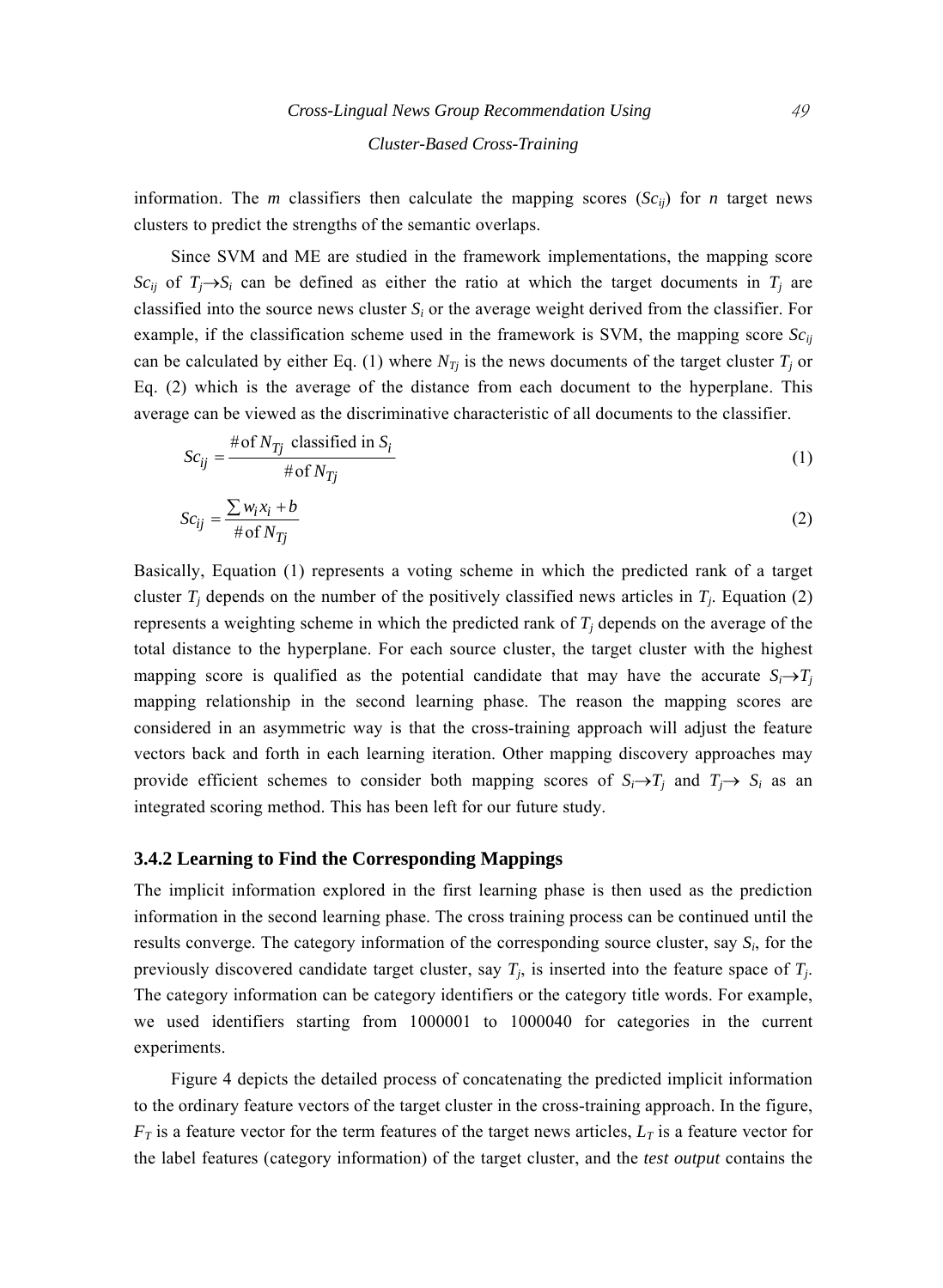information. The *m* classifiers then calculate the mapping scores ($Sc_{ij}$) for *n* target news clusters to predict the strengths of the semantic overlaps.

Since SVM and ME are studied in the framework implementations, the mapping score $Sc_{ij}$ of $T_j \rightarrow S_i$ can be defined as either the ratio at which the target documents in $T_j$ are classified into the source news cluster $S_i$ or the average weight derived from the classifier. For example, if the classification scheme used in the framework is SVM, the mapping score $Sc_{ij}$ can be calculated by either Eq. (1) where $N_{Tj}$ is the news documents of the target cluster $T_j$ or Eq. (2) which is the average of the distance from each document to the hyperplane. This average can be viewed as the discriminative characteristic of all documents to the classifier.

$$Sc_{ij} = \frac{\#\text{of } N_{Tj} \text{ classified in } S_i}{\#\text{of } N_{Tj}} \tag{1}$$

$$Sc_{ij} = \frac{\sum w_i x_i + b}{\#\text{of } N_{Tj}} \tag{2}$$

Basically, Equation (1) represents a voting scheme in which the predicted rank of a target cluster $T_j$ depends on the number of the positively classified news articles in $T_j$. Equation (2) represents a weighting scheme in which the predicted rank of $T_j$ depends on the average of the total distance to the hyperplane. For each source cluster, the target cluster with the highest mapping score is qualified as the potential candidate that may have the accurate $S_i \rightarrow T_j$ mapping relationship in the second learning phase. The reason the mapping scores are considered in an asymmetric way is that the cross-training approach will adjust the feature vectors back and forth in each learning iteration. Other mapping discovery approaches may provide efficient schemes to consider both mapping scores of $S_i \rightarrow T_j$ and $T_j \rightarrow S_i$ as an integrated scoring method. This has been left for our future study.

### 3.4.2 Learning to Find the Corresponding Mappings

The implicit information explored in the first learning phase is then used as the prediction information in the second learning phase. The cross training process can be continued until the results converge. The category information of the corresponding source cluster, say $S_i$, for the previously discovered candidate target cluster, say $T_j$, is inserted into the feature space of $T_j$. The category information can be category identifiers or the category title words. For example, we used identifiers starting from 1000001 to 1000040 for categories in the current experiments.

Figure 4 depicts the detailed process of concatenating the predicted implicit information to the ordinary feature vectors of the target cluster in the cross-training approach. In the figure, $F_T$ is a feature vector for the term features of the target news articles, $L_T$ is a feature vector for the label features (category information) of the target cluster, and the *test output* contains the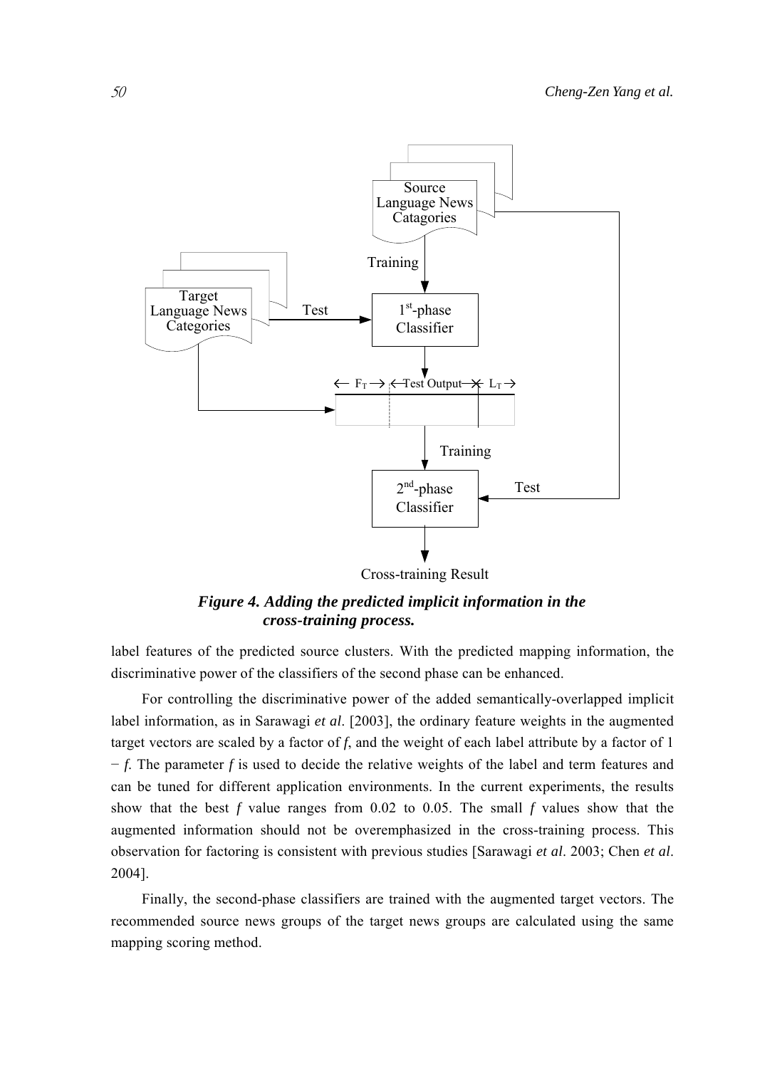*Figure 4. Adding the predicted implicit information in the cross-training process.*

label features of the predicted source clusters. With the predicted mapping information, the discriminative power of the classifiers of the second phase can be enhanced.

For controlling the discriminative power of the added semantically-overlapped implicit label information, as in Sarawagi *et al*. [2003], the ordinary feature weights in the augmented target vectors are scaled by a factor of *f*, and the weight of each label attribute by a factor of $1 - f$. The parameter *f* is used to decide the relative weights of the label and term features and can be tuned for different application environments. In the current experiments, the results show that the best *f* value ranges from 0.02 to 0.05. The small *f* values show that the augmented information should not be overemphasized in the cross-training process. This observation for factoring is consistent with previous studies [Sarawagi *et al*. 2003; Chen *et al*. 2004].

Finally, the second-phase classifiers are trained with the augmented target vectors. The recommended source news groups of the target news groups are calculated using the same mapping scoring method.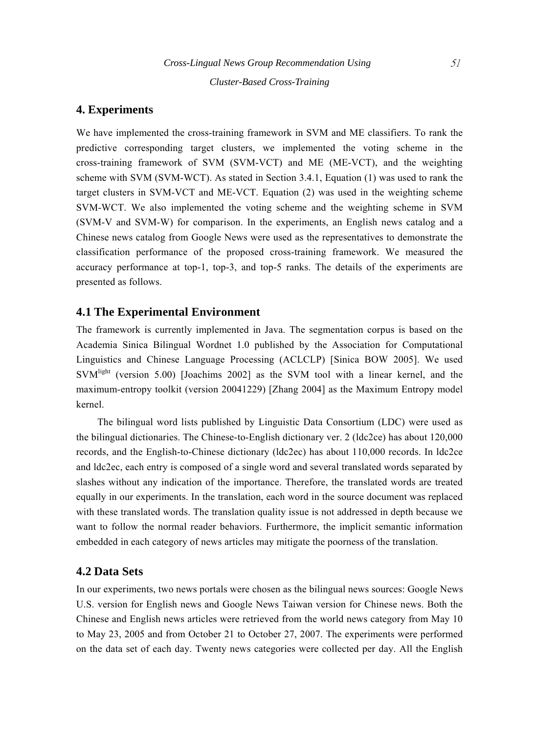## 4. Experiments

We have implemented the cross-training framework in SVM and ME classifiers. To rank the predictive corresponding target clusters, we implemented the voting scheme in the cross-training framework of SVM (SVM-VCT) and ME (ME-VCT), and the weighting scheme with SVM (SVM-WCT). As stated in Section 3.4.1, Equation (1) was used to rank the target clusters in SVM-VCT and ME-VCT. Equation (2) was used in the weighting scheme SVM-WCT. We also implemented the voting scheme and the weighting scheme in SVM (SVM-V and SVM-W) for comparison. In the experiments, an English news catalog and a Chinese news catalog from Google News were used as the representatives to demonstrate the classification performance of the proposed cross-training framework. We measured the accuracy performance at top-1, top-3, and top-5 ranks. The details of the experiments are presented as follows.

### 4.1 The Experimental Environment

The framework is currently implemented in Java. The segmentation corpus is based on the Academia Sinica Bilingual Wordnet 1.0 published by the Association for Computational Linguistics and Chinese Language Processing (ACLCLP) [Sinica BOW 2005]. We used $SVM^{light}$ (version 5.00) [Joachims 2002] as the SVM tool with a linear kernel, and the maximum-entropy toolkit (version 20041229) [Zhang 2004] as the Maximum Entropy model kernel.

The bilingual word lists published by Linguistic Data Consortium (LDC) were used as the bilingual dictionaries. The Chinese-to-English dictionary ver. 2 (ldc2ce) has about 120,000 records, and the English-to-Chinese dictionary (ldc2ec) has about 110,000 records. In ldc2ce and ldc2ec, each entry is composed of a single word and several translated words separated by slashes without any indication of the importance. Therefore, the translated words are treated equally in our experiments. In the translation, each word in the source document was replaced with these translated words. The translation quality issue is not addressed in depth because we want to follow the normal reader behaviors. Furthermore, the implicit semantic information embedded in each category of news articles may mitigate the poorness of the translation.

### 4.2 Data Sets

In our experiments, two news portals were chosen as the bilingual news sources: Google News U.S. version for English news and Google News Taiwan version for Chinese news. Both the Chinese and English news articles were retrieved from the world news category from May 10 to May 23, 2005 and from October 21 to October 27, 2007. The experiments were performed on the data set of each day. Twenty news categories were collected per day. All the English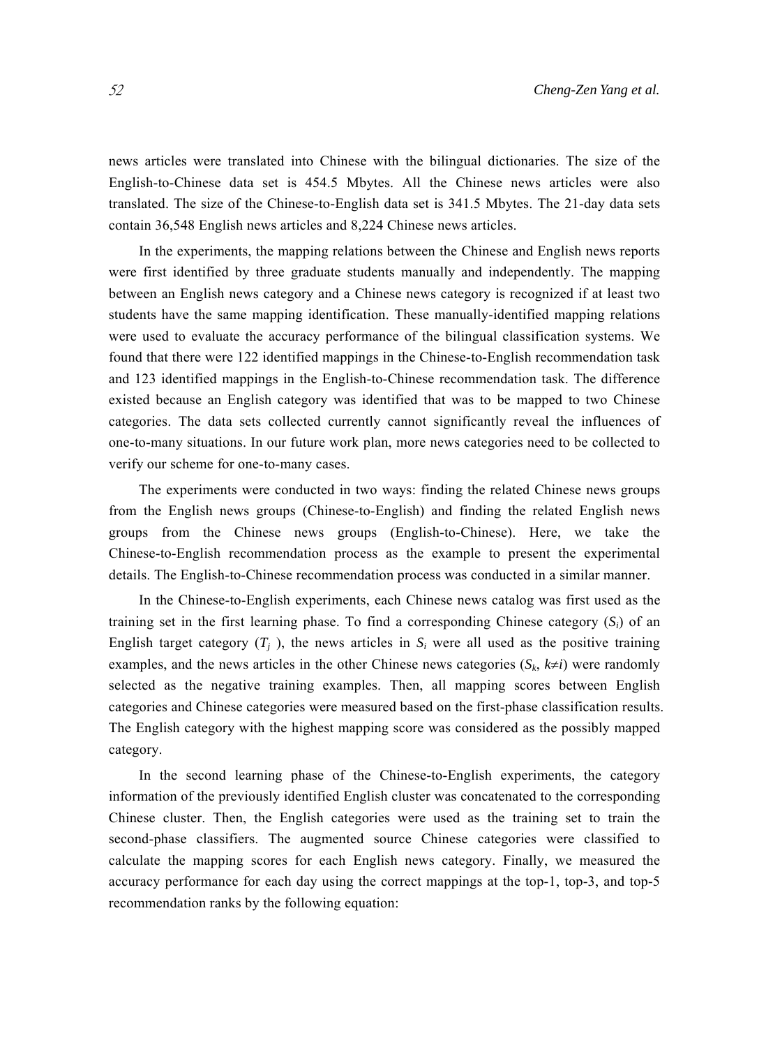news articles were translated into Chinese with the bilingual dictionaries. The size of the English-to-Chinese data set is 454.5 Mbytes. All the Chinese news articles were also translated. The size of the Chinese-to-English data set is 341.5 Mbytes. The 21-day data sets contain 36,548 English news articles and 8,224 Chinese news articles.

In the experiments, the mapping relations between the Chinese and English news reports were first identified by three graduate students manually and independently. The mapping between an English news category and a Chinese news category is recognized if at least two students have the same mapping identification. These manually-identified mapping relations were used to evaluate the accuracy performance of the bilingual classification systems. We found that there were 122 identified mappings in the Chinese-to-English recommendation task and 123 identified mappings in the English-to-Chinese recommendation task. The difference existed because an English category was identified that was to be mapped to two Chinese categories. The data sets collected currently cannot significantly reveal the influences of one-to-many situations. In our future work plan, more news categories need to be collected to verify our scheme for one-to-many cases.

The experiments were conducted in two ways: finding the related Chinese news groups from the English news groups (Chinese-to-English) and finding the related English news groups from the Chinese news groups (English-to-Chinese). Here, we take the Chinese-to-English recommendation process as the example to present the experimental details. The English-to-Chinese recommendation process was conducted in a similar manner.

In the Chinese-to-English experiments, each Chinese news catalog was first used as the training set in the first learning phase. To find a corresponding Chinese category ($S_i$) of an English target category ($T_j$), the news articles in $S_i$ were all used as the positive training examples, and the news articles in the other Chinese news categories ($S_k$, $k \neq i$) were randomly selected as the negative training examples. Then, all mapping scores between English categories and Chinese categories were measured based on the first-phase classification results. The English category with the highest mapping score was considered as the possibly mapped category.

In the second learning phase of the Chinese-to-English experiments, the category information of the previously identified English cluster was concatenated to the corresponding Chinese cluster. Then, the English categories were used as the training set to train the second-phase classifiers. The augmented source Chinese categories were classified to calculate the mapping scores for each English news category. Finally, we measured the accuracy performance for each day using the correct mappings at the top-1, top-3, and top-5 recommendation ranks by the following equation: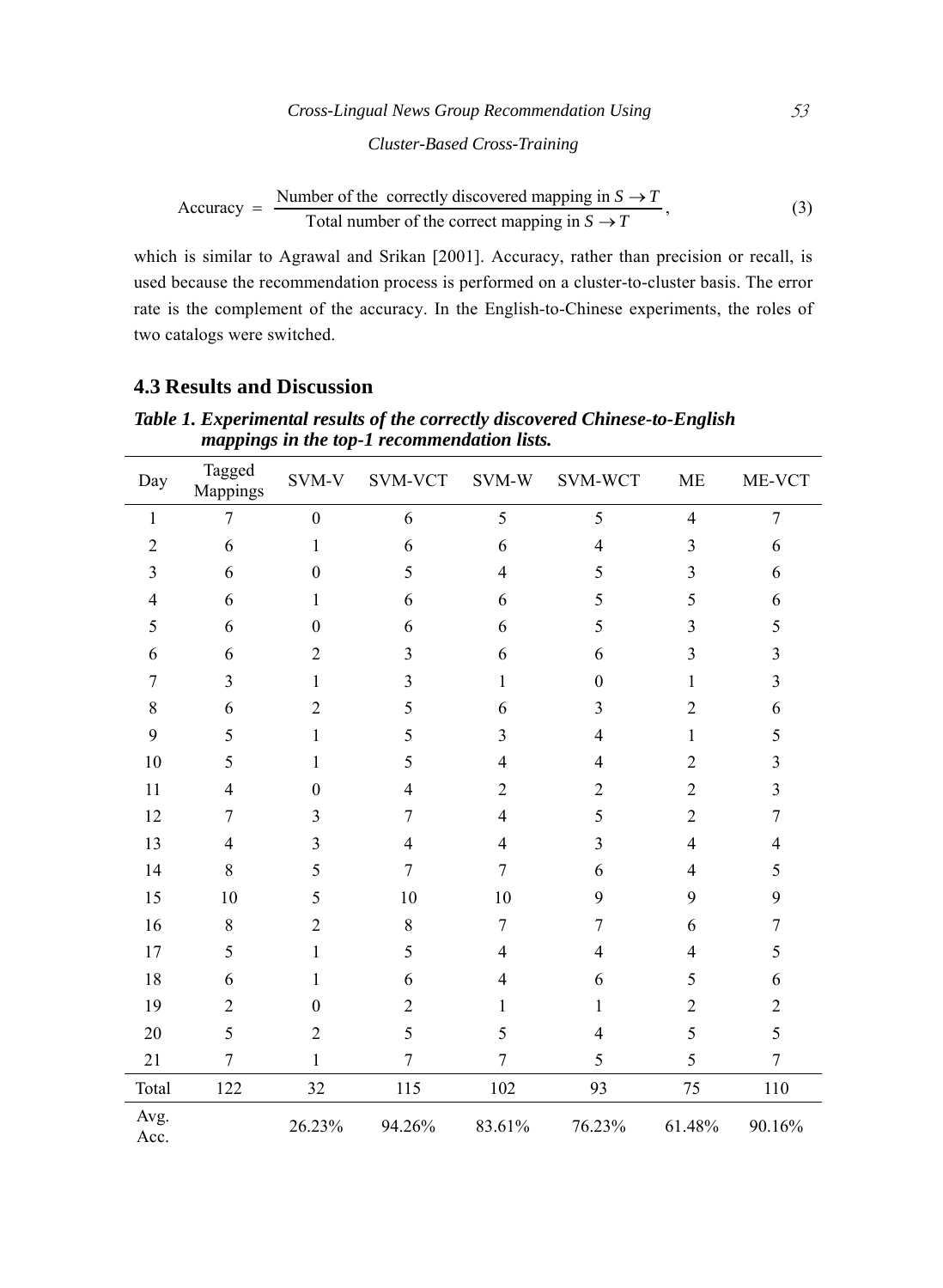$$\text{Accuracy} = \frac{\text{Number of the correctly discovered mapping in } S \rightarrow T}{\text{Total number of the correct mapping in } S \rightarrow T}, \tag{3}$$

which is similar to Agrawal and Srikan [2001]. Accuracy, rather than precision or recall, is used because the recommendation process is performed on a cluster-to-cluster basis. The error rate is the complement of the accuracy. In the English-to-Chinese experiments, the roles of two catalogs were switched.

### 4.3 Results and Discussion

***Table 1. Experimental results of the correctly discovered Chinese-to-English mappings in the top-1 recommendation lists.***

| Day | Tagged Mappings | SVM-V | SVM-VCT | SVM-W | SVM-WCT | ME | ME-VCT |
|---|---|---|---|---|---|---|---|
| 1 | 7 | 0 | 6 | 5 | 5 | 4 | 7 |
| 2 | 6 | 1 | 6 | 6 | 4 | 3 | 6 |
| 3 | 6 | 0 | 5 | 4 | 5 | 3 | 6 |
| 4 | 6 | 1 | 6 | 6 | 5 | 5 | 6 |
| 5 | 6 | 0 | 6 | 6 | 5 | 3 | 5 |
| 6 | 6 | 2 | 3 | 6 | 6 | 3 | 3 |
| 7 | 3 | 1 | 3 | 1 | 0 | 1 | 3 |
| 8 | 6 | 2 | 5 | 6 | 3 | 2 | 6 |
| 9 | 5 | 1 | 5 | 3 | 4 | 1 | 5 |
| 10 | 5 | 1 | 5 | 4 | 4 | 2 | 3 |
| 11 | 4 | 0 | 4 | 2 | 2 | 2 | 3 |
| 12 | 7 | 3 | 7 | 4 | 5 | 2 | 7 |
| 13 | 4 | 3 | 4 | 4 | 3 | 4 | 4 |
| 14 | 8 | 5 | 7 | 7 | 6 | 4 | 5 |
| 15 | 10 | 5 | 10 | 10 | 9 | 9 | 9 |
| 16 | 8 | 2 | 8 | 7 | 7 | 6 | 7 |
| 17 | 5 | 1 | 5 | 4 | 4 | 4 | 5 |
| 18 | 6 | 1 | 6 | 4 | 6 | 5 | 6 |
| 19 | 2 | 0 | 2 | 1 | 1 | 2 | 2 |
| 20 | 5 | 2 | 5 | 5 | 4 | 5 | 5 |
| 21 | 7 | 1 | 7 | 7 | 5 | 5 | 7 |
| Total | 122 | 32 | 115 | 102 | 93 | 75 | 110 |
| Avg. Acc. | | 26.23% | 94.26% | 83.61% | 76.23% | 61.48% | 90.16% |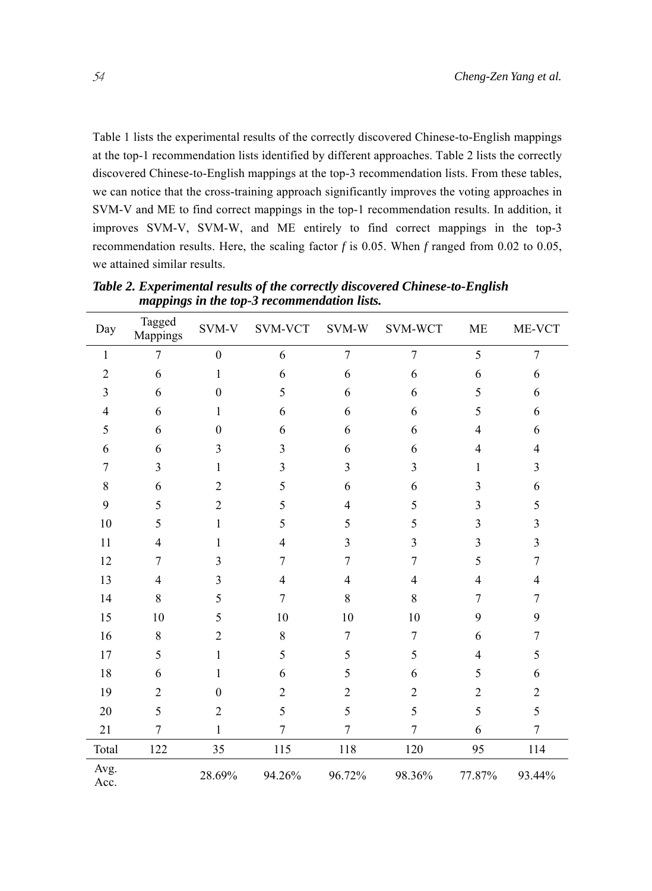Table 1 lists the experimental results of the correctly discovered Chinese-to-English mappings at the top-1 recommendation lists identified by different approaches. Table 2 lists the correctly discovered Chinese-to-English mappings at the top-3 recommendation lists. From these tables, we can notice that the cross-training approach significantly improves the voting approaches in SVM-V and ME to find correct mappings in the top-1 recommendation results. In addition, it improves SVM-V, SVM-W, and ME entirely to find correct mappings in the top-3 recommendation results. Here, the scaling factor *f* is 0.05. When *f* ranged from 0.02 to 0.05, we attained similar results.

***Table 2. Experimental results of the correctly discovered Chinese-to-English mappings in the top-3 recommendation lists.***

| Day | Tagged Mappings | SVM-V | SVM-VCT | SVM-W | SVM-WCT | ME | ME-VCT |
|---|---|---|---|---|---|---|---|
| 1 | 7 | 0 | 6 | 7 | 7 | 5 | 7 |
| 2 | 6 | 1 | 6 | 6 | 6 | 6 | 6 |
| 3 | 6 | 0 | 5 | 6 | 6 | 5 | 6 |
| 4 | 6 | 1 | 6 | 6 | 6 | 5 | 6 |
| 5 | 6 | 0 | 6 | 6 | 6 | 4 | 6 |
| 6 | 6 | 3 | 3 | 6 | 6 | 4 | 4 |
| 7 | 3 | 1 | 3 | 3 | 3 | 1 | 3 |
| 8 | 6 | 2 | 5 | 6 | 6 | 3 | 6 |
| 9 | 5 | 2 | 5 | 4 | 5 | 3 | 5 |
| 10 | 5 | 1 | 5 | 5 | 5 | 3 | 3 |
| 11 | 4 | 1 | 4 | 3 | 3 | 3 | 3 |
| 12 | 7 | 3 | 7 | 7 | 7 | 5 | 7 |
| 13 | 4 | 3 | 4 | 4 | 4 | 4 | 4 |
| 14 | 8 | 5 | 7 | 8 | 8 | 7 | 7 |
| 15 | 10 | 5 | 10 | 10 | 10 | 9 | 9 |
| 16 | 8 | 2 | 8 | 7 | 7 | 6 | 7 |
| 17 | 5 | 1 | 5 | 5 | 5 | 4 | 5 |
| 18 | 6 | 1 | 6 | 5 | 6 | 5 | 6 |
| 19 | 2 | 0 | 2 | 2 | 2 | 2 | 2 |
| 20 | 5 | 2 | 5 | 5 | 5 | 5 | 5 |
| 21 | 7 | 1 | 7 | 7 | 7 | 6 | 7 |
| Total | 122 | 35 | 115 | 118 | 120 | 95 | 114 |
| Avg. Acc. | | 28.69% | 94.26% | 96.72% | 98.36% | 77.87% | 93.44% |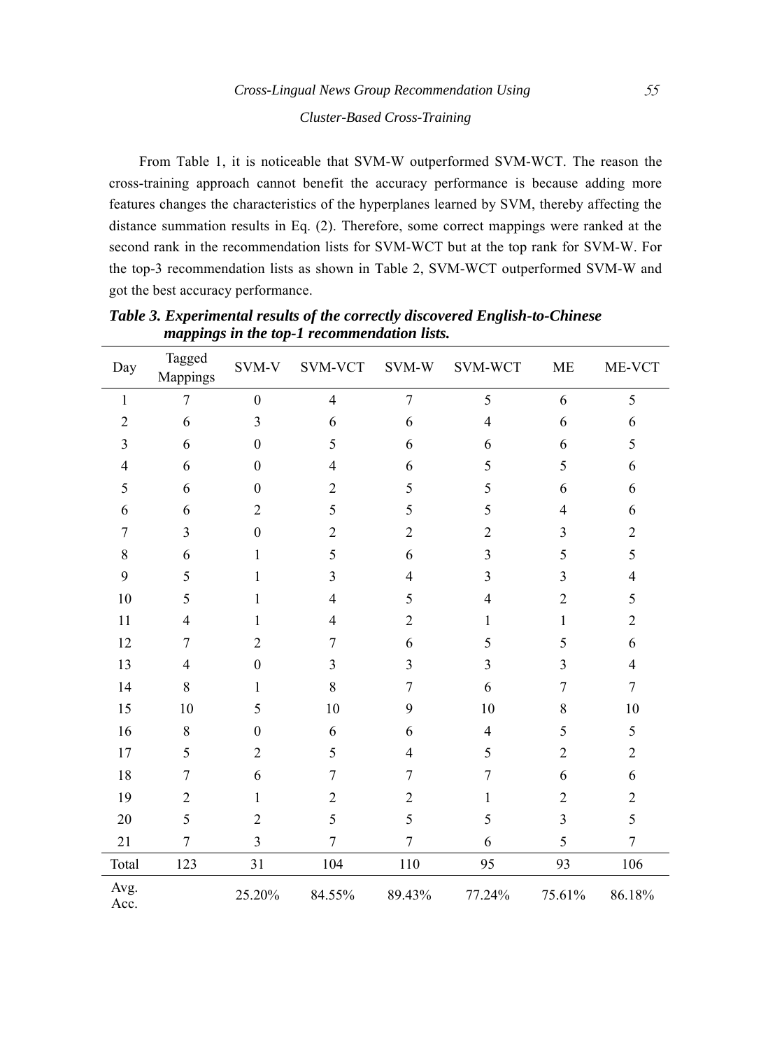From Table 1, it is noticeable that SVM-W outperformed SVM-WCT. The reason the cross-training approach cannot benefit the accuracy performance is because adding more features changes the characteristics of the hyperplanes learned by SVM, thereby affecting the distance summation results in Eq. (2). Therefore, some correct mappings were ranked at the second rank in the recommendation lists for SVM-WCT but at the top rank for SVM-W. For the top-3 recommendation lists as shown in Table 2, SVM-WCT outperformed SVM-W and got the best accuracy performance.

***Table 3. Experimental results of the correctly discovered English-to-Chinese mappings in the top-1 recommendation lists.***

| Day | Tagged Mappings | SVM-V | SVM-VCT | SVM-W | SVM-WCT | ME | ME-VCT |
|---|---|---|---|---|---|---|---|
| 1 | 7 | 0 | 4 | 7 | 5 | 6 | 5 |
| 2 | 6 | 3 | 6 | 6 | 4 | 6 | 6 |
| 3 | 6 | 0 | 5 | 6 | 6 | 6 | 5 |
| 4 | 6 | 0 | 4 | 6 | 5 | 5 | 6 |
| 5 | 6 | 0 | 2 | 5 | 5 | 6 | 6 |
| 6 | 6 | 2 | 5 | 5 | 5 | 4 | 6 |
| 7 | 3 | 0 | 2 | 2 | 2 | 3 | 2 |
| 8 | 6 | 1 | 5 | 6 | 3 | 5 | 5 |
| 9 | 5 | 1 | 3 | 4 | 3 | 3 | 4 |
| 10 | 5 | 1 | 4 | 5 | 4 | 2 | 5 |
| 11 | 4 | 1 | 4 | 2 | 1 | 1 | 2 |
| 12 | 7 | 2 | 7 | 6 | 5 | 5 | 6 |
| 13 | 4 | 0 | 3 | 3 | 3 | 3 | 4 |
| 14 | 8 | 1 | 8 | 7 | 6 | 7 | 7 |
| 15 | 10 | 5 | 10 | 9 | 10 | 8 | 10 |
| 16 | 8 | 0 | 6 | 6 | 4 | 5 | 5 |
| 17 | 5 | 2 | 5 | 4 | 5 | 2 | 2 |
| 18 | 7 | 6 | 7 | 7 | 7 | 6 | 6 |
| 19 | 2 | 1 | 2 | 2 | 1 | 2 | 2 |
| 20 | 5 | 2 | 5 | 5 | 5 | 3 | 5 |
| 21 | 7 | 3 | 7 | 7 | 6 | 5 | 7 |
| Total | 123 | 31 | 104 | 110 | 95 | 93 | 106 |
| Avg. Acc. | | 25.20% | 84.55% | 89.43% | 77.24% | 75.61% | 86.18% |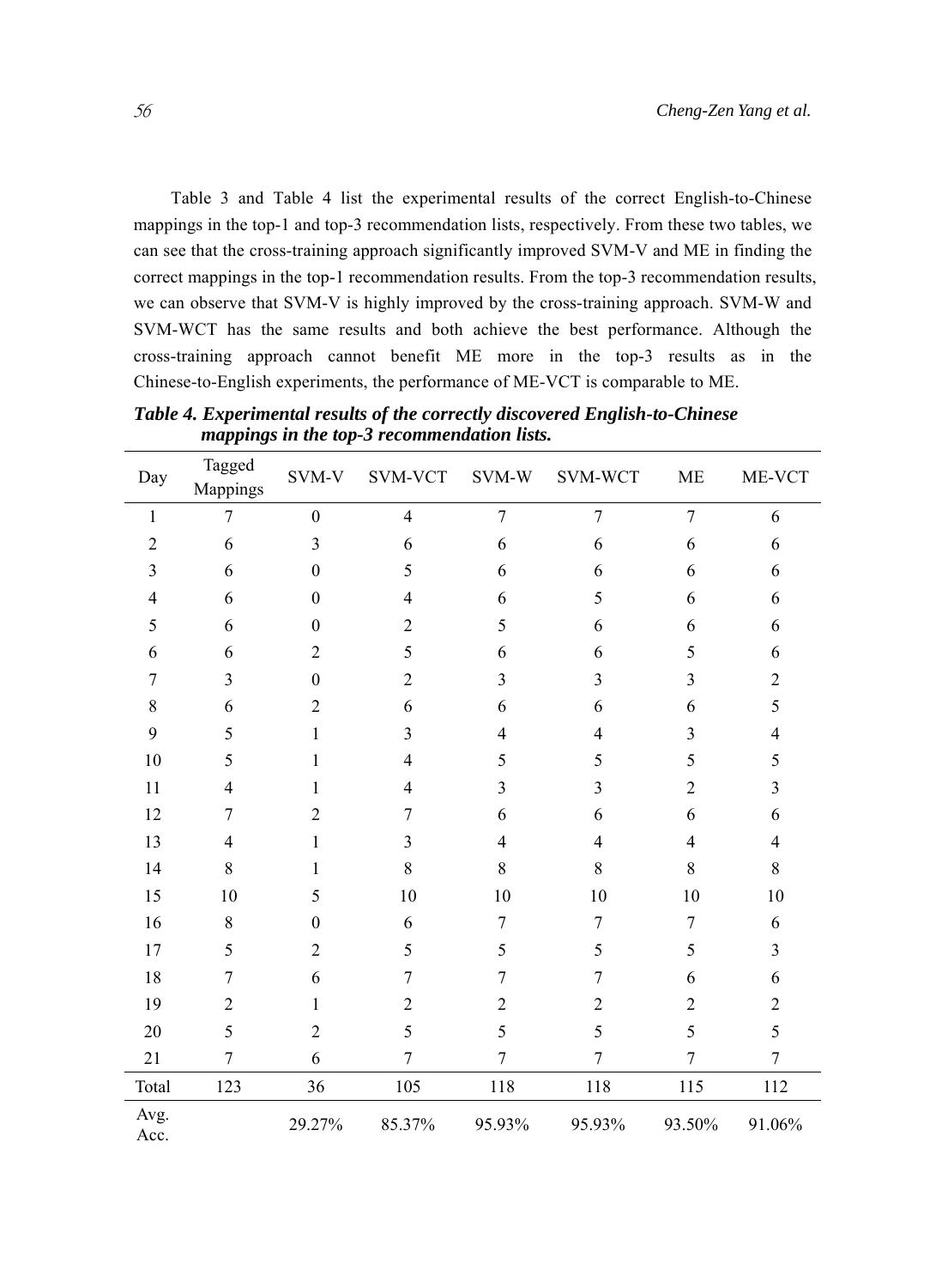Table 3 and Table 4 list the experimental results of the correct English-to-Chinese mappings in the top-1 and top-3 recommendation lists, respectively. From these two tables, we can see that the cross-training approach significantly improved SVM-V and ME in finding the correct mappings in the top-1 recommendation results. From the top-3 recommendation results, we can observe that SVM-V is highly improved by the cross-training approach. SVM-W and SVM-WCT has the same results and both achieve the best performance. Although the cross-training approach cannot benefit ME more in the top-3 results as in the Chinese-to-English experiments, the performance of ME-VCT is comparable to ME.

***Table 4. Experimental results of the correctly discovered English-to-Chinese mappings in the top-3 recommendation lists.***

| Day | Tagged Mappings | SVM-V | SVM-VCT | SVM-W | SVM-WCT | ME | ME-VCT |
|---|---|---|---|---|---|---|---|
| 1 | 7 | 0 | 4 | 7 | 7 | 7 | 6 |
| 2 | 6 | 3 | 6 | 6 | 6 | 6 | 6 |
| 3 | 6 | 0 | 5 | 6 | 6 | 6 | 6 |
| 4 | 6 | 0 | 4 | 6 | 5 | 6 | 6 |
| 5 | 6 | 0 | 2 | 5 | 6 | 6 | 6 |
| 6 | 6 | 2 | 5 | 6 | 6 | 5 | 6 |
| 7 | 3 | 0 | 2 | 3 | 3 | 3 | 2 |
| 8 | 6 | 2 | 6 | 6 | 6 | 6 | 5 |
| 9 | 5 | 1 | 3 | 4 | 4 | 3 | 4 |
| 10 | 5 | 1 | 4 | 5 | 5 | 5 | 5 |
| 11 | 4 | 1 | 4 | 3 | 3 | 2 | 3 |
| 12 | 7 | 2 | 7 | 6 | 6 | 6 | 6 |
| 13 | 4 | 1 | 3 | 4 | 4 | 4 | 4 |
| 14 | 8 | 1 | 8 | 8 | 8 | 8 | 8 |
| 15 | 10 | 5 | 10 | 10 | 10 | 10 | 10 |
| 16 | 8 | 0 | 6 | 7 | 7 | 7 | 6 |
| 17 | 5 | 2 | 5 | 5 | 5 | 5 | 3 |
| 18 | 7 | 6 | 7 | 7 | 7 | 6 | 6 |
| 19 | 2 | 1 | 2 | 2 | 2 | 2 | 2 |
| 20 | 5 | 2 | 5 | 5 | 5 | 5 | 5 |
| 21 | 7 | 6 | 7 | 7 | 7 | 7 | 7 |
| Total | 123 | 36 | 105 | 118 | 118 | 115 | 112 |
| Avg. Acc. | | 29.27% | 85.37% | 95.93% | 95.93% | 93.50% | 91.06% |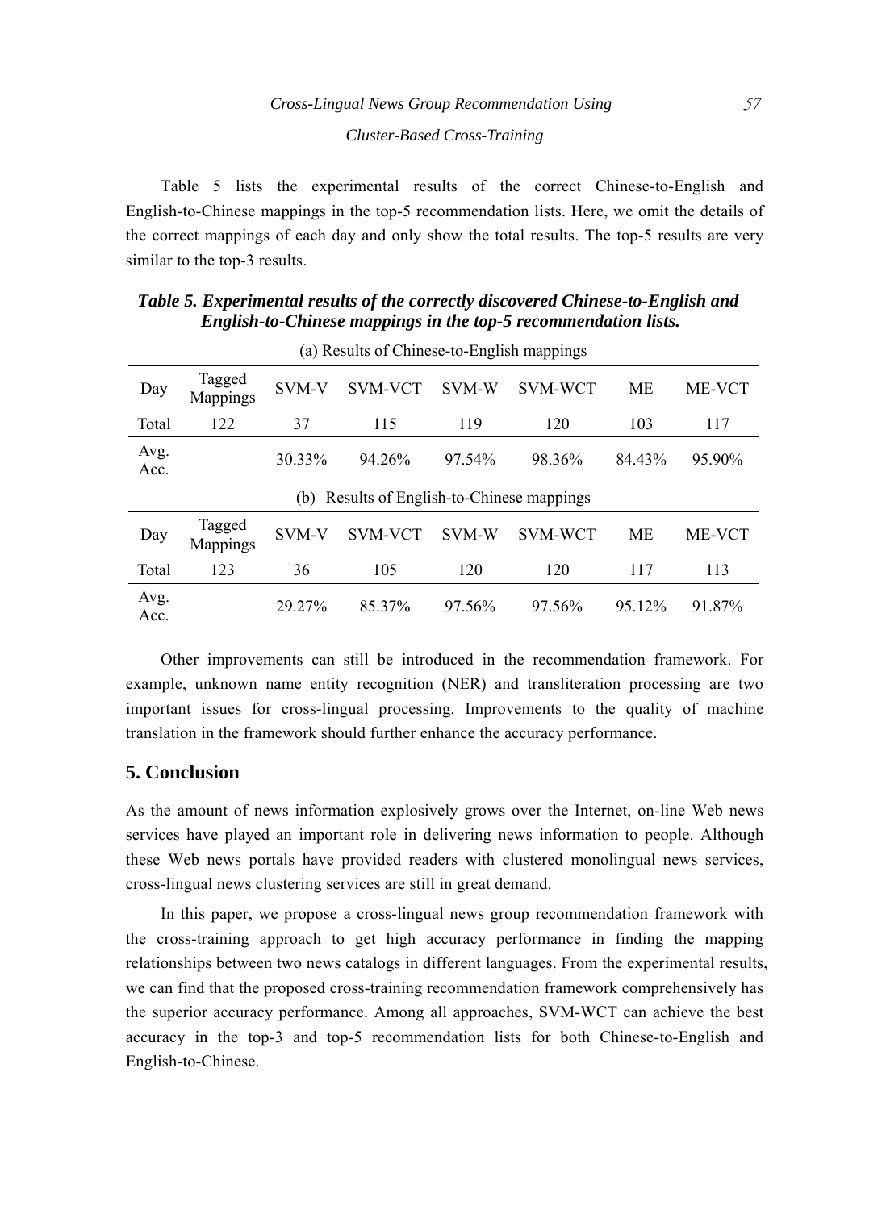Table 5 lists the experimental results of the correct Chinese-to-English and English-to-Chinese mappings in the top-5 recommendation lists. Here, we omit the details of the correct mappings of each day and only show the total results. The top-5 results are very similar to the top-3 results.

***Table 5. Experimental results of the correctly discovered Chinese-to-English and English-to-Chinese mappings in the top-5 recommendation lists.***

(a) Results of Chinese-to-English mappings

| Day | Tagged Mappings | SVM-V | SVM-VCT | SVM-W | SVM-WCT | ME | ME-VCT |
|---|---|---|---|---|---|---|---|
| Total | 122 | 37 | 115 | 119 | 120 | 103 | 117 |
| Avg. Acc. | | 30.33% | 94.26% | 97.54% | 98.36% | 84.43% | 95.90% |

(b) Results of English-to-Chinese mappings

| Day | Tagged Mappings | SVM-V | SVM-VCT | SVM-W | SVM-WCT | ME | ME-VCT |
|---|---|---|---|---|---|---|---|
| Total | 123 | 36 | 105 | 120 | 120 | 117 | 113 |
| Avg. Acc. | | 29.27% | 85.37% | 97.56% | 97.56% | 95.12% | 91.87% |

Other improvements can still be introduced in the recommendation framework. For example, unknown name entity recognition (NER) and transliteration processing are two important issues for cross-lingual processing. Improvements to the quality of machine translation in the framework should further enhance the accuracy performance.

## 5. Conclusion

As the amount of news information explosively grows over the Internet, on-line Web news services have played an important role in delivering news information to people. Although these Web news portals have provided readers with clustered monolingual news services, cross-lingual news clustering services are still in great demand.

In this paper, we propose a cross-lingual news group recommendation framework with the cross-training approach to get high accuracy performance in finding the mapping relationships between two news catalogs in different languages. From the experimental results, we can find that the proposed cross-training recommendation framework comprehensively has the superior accuracy performance. Among all approaches, SVM-WCT can achieve the best accuracy in the top-3 and top-5 recommendation lists for both Chinese-to-English and English-to-Chinese.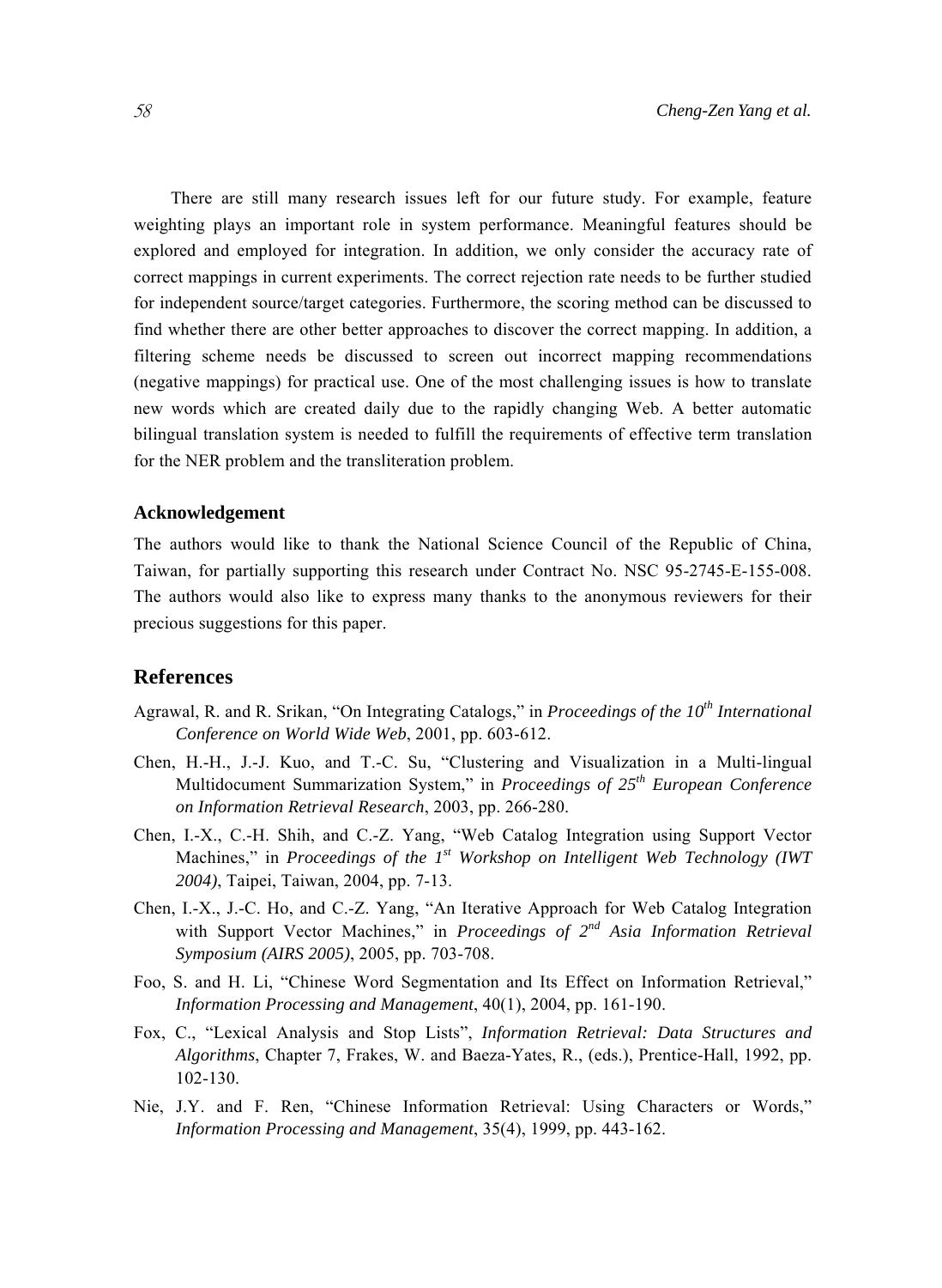There are still many research issues left for our future study. For example, feature weighting plays an important role in system performance. Meaningful features should be explored and employed for integration. In addition, we only consider the accuracy rate of correct mappings in current experiments. The correct rejection rate needs to be further studied for independent source/target categories. Furthermore, the scoring method can be discussed to find whether there are other better approaches to discover the correct mapping. In addition, a filtering scheme needs be discussed to screen out incorrect mapping recommendations (negative mappings) for practical use. One of the most challenging issues is how to translate new words which are created daily due to the rapidly changing Web. A better automatic bilingual translation system is needed to fulfill the requirements of effective term translation for the NER problem and the transliteration problem.

### Acknowledgement

The authors would like to thank the National Science Council of the Republic of China, Taiwan, for partially supporting this research under Contract No. NSC 95-2745-E-155-008. The authors would also like to express many thanks to the anonymous reviewers for their precious suggestions for this paper.

## References

Agrawal, R. and R. Srikan, "On Integrating Catalogs," in *Proceedings of the 10th International Conference on World Wide Web*, 2001, pp. 603-612.

Chen, H.-H., J.-J. Kuo, and T.-C. Su, "Clustering and Visualization in a Multi-lingual Multidocument Summarization System," in *Proceedings of 25th European Conference on Information Retrieval Research*, 2003, pp. 266-280.

Chen, I.-X., C.-H. Shih, and C.-Z. Yang, "Web Catalog Integration using Support Vector Machines," in *Proceedings of the 1st Workshop on Intelligent Web Technology (IWT 2004)*, Taipei, Taiwan, 2004, pp. 7-13.

Chen, I.-X., J.-C. Ho, and C.-Z. Yang, "An Iterative Approach for Web Catalog Integration with Support Vector Machines," in *Proceedings of 2nd Asia Information Retrieval Symposium (AIRS 2005)*, 2005, pp. 703-708.

Foo, S. and H. Li, "Chinese Word Segmentation and Its Effect on Information Retrieval," *Information Processing and Management*, 40(1), 2004, pp. 161-190.

Fox, C., "Lexical Analysis and Stop Lists", *Information Retrieval: Data Structures and Algorithms*, Chapter 7, Frakes, W. and Baeza-Yates, R., (eds.), Prentice-Hall, 1992, pp. 102-130.

Nie, J.Y. and F. Ren, "Chinese Information Retrieval: Using Characters or Words," *Information Processing and Management*, 35(4), 1999, pp. 443-162.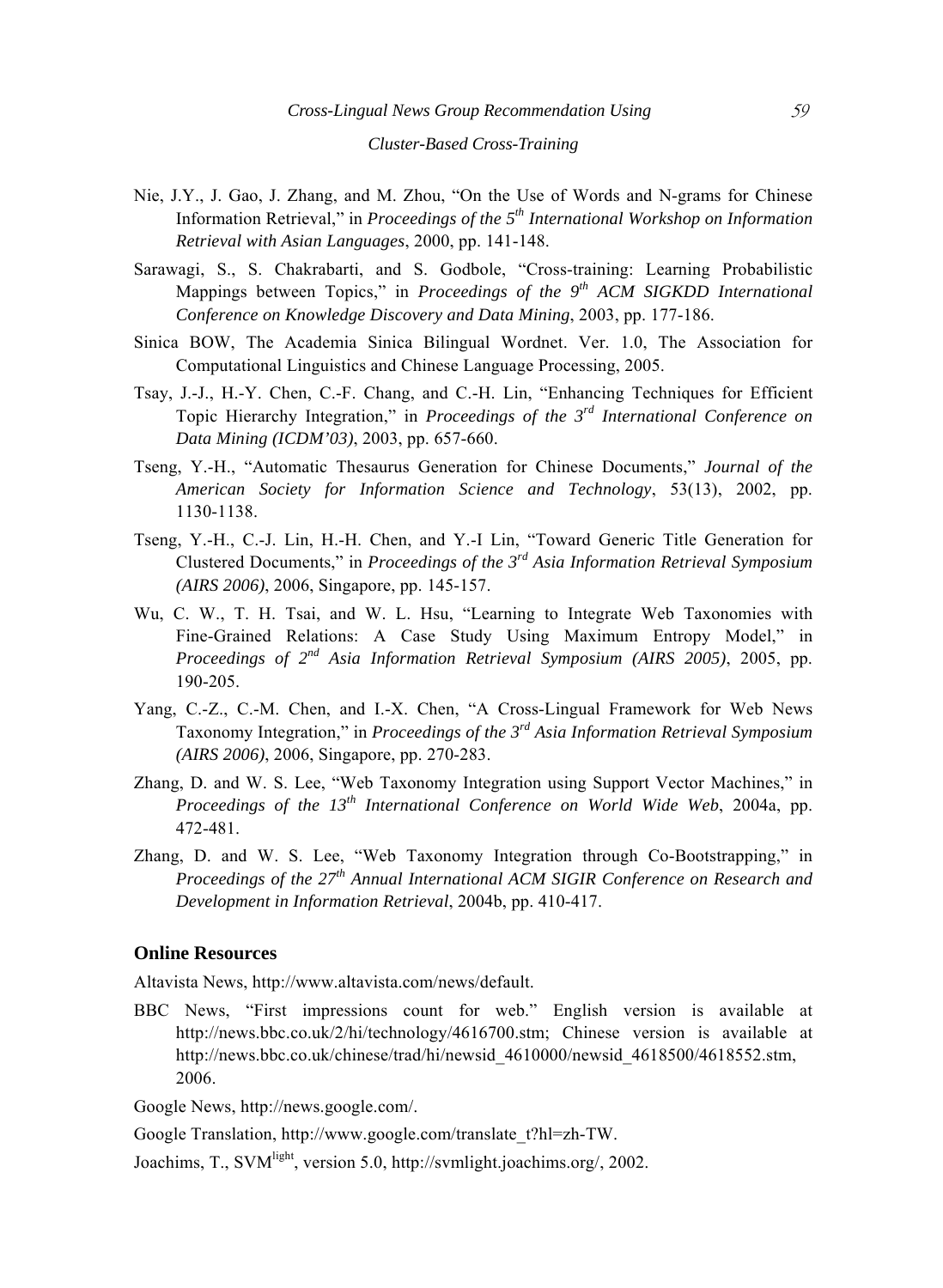Nie, J.Y., J. Gao, J. Zhang, and M. Zhou, "On the Use of Words and N-grams for Chinese Information Retrieval," in *Proceedings of the 5th International Workshop on Information Retrieval with Asian Languages*, 2000, pp. 141-148.

Sarawagi, S., S. Chakrabarti, and S. Godbole, "Cross-training: Learning Probabilistic Mappings between Topics," in *Proceedings of the 9th ACM SIGKDD International Conference on Knowledge Discovery and Data Mining*, 2003, pp. 177-186.

Sinica BOW, The Academia Sinica Bilingual Wordnet. Ver. 1.0, The Association for Computational Linguistics and Chinese Language Processing, 2005.

Tsay, J.-J., H.-Y. Chen, C.-F. Chang, and C.-H. Lin, "Enhancing Techniques for Efficient Topic Hierarchy Integration," in *Proceedings of the 3rd International Conference on Data Mining (ICDM'03)*, 2003, pp. 657-660.

Tseng, Y.-H., "Automatic Thesaurus Generation for Chinese Documents," *Journal of the American Society for Information Science and Technology*, 53(13), 2002, pp. 1130-1138.

Tseng, Y.-H., C.-J. Lin, H.-H. Chen, and Y.-I Lin, "Toward Generic Title Generation for Clustered Documents," in *Proceedings of the 3rd Asia Information Retrieval Symposium (AIRS 2006)*, 2006, Singapore, pp. 145-157.

Wu, C. W., T. H. Tsai, and W. L. Hsu, "Learning to Integrate Web Taxonomies with Fine-Grained Relations: A Case Study Using Maximum Entropy Model," in *Proceedings of 2nd Asia Information Retrieval Symposium (AIRS 2005)*, 2005, pp. 190-205.

Yang, C.-Z., C.-M. Chen, and I.-X. Chen, "A Cross-Lingual Framework for Web News Taxonomy Integration," in *Proceedings of the 3rd Asia Information Retrieval Symposium (AIRS 2006)*, 2006, Singapore, pp. 270-283.

Zhang, D. and W. S. Lee, "Web Taxonomy Integration using Support Vector Machines," in *Proceedings of the 13th International Conference on World Wide Web*, 2004a, pp. 472-481.

Zhang, D. and W. S. Lee, "Web Taxonomy Integration through Co-Bootstrapping," in *Proceedings of the 27th Annual International ACM SIGIR Conference on Research and Development in Information Retrieval*, 2004b, pp. 410-417.

## Online Resources

Altavista News, http://www.altavista.com/news/default.

BBC News, "First impressions count for web." English version is available at http://news.bbc.co.uk/2/hi/technology/4616700.stm; Chinese version is available at http://news.bbc.co.uk/chinese/trad/hi/newsid_4610000/newsid_4618500/4618552.stm, 2006.

Google News, http://news.google.com/.

Google Translation, http://www.google.com/translate_t?hl=zh-TW.

Joachims, T., SVM^light, version 5.0, http://svmlight.joachims.org/, 2002.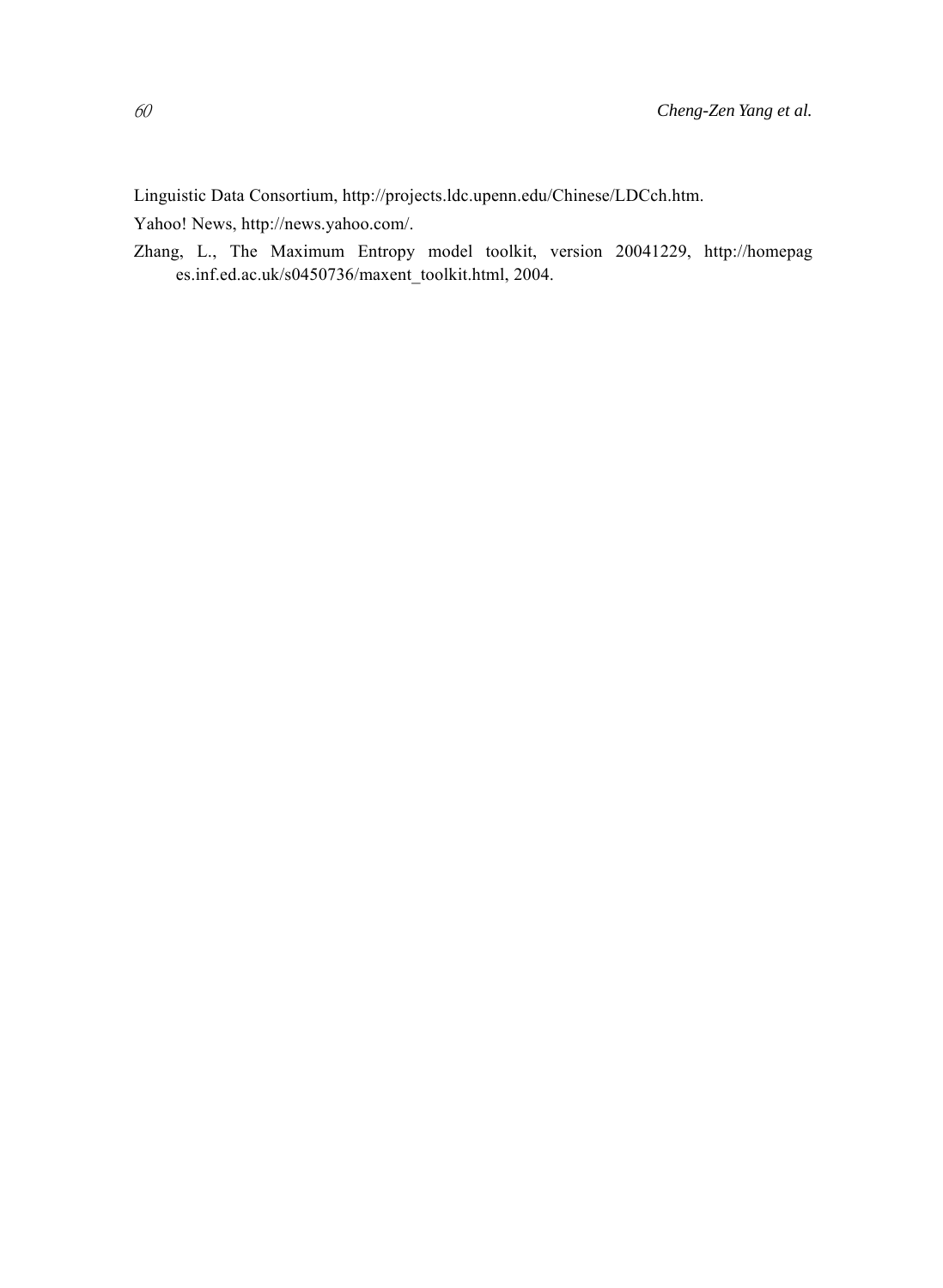Linguistic Data Consortium, http://projects.ldc.upenn.edu/Chinese/LDCch.htm.

Yahoo! News, http://news.yahoo.com/.

Zhang, L., The Maximum Entropy model toolkit, version 20041229, http://homepages.inf.ed.ac.uk/s0450736/maxent_toolkit.html, 2004.